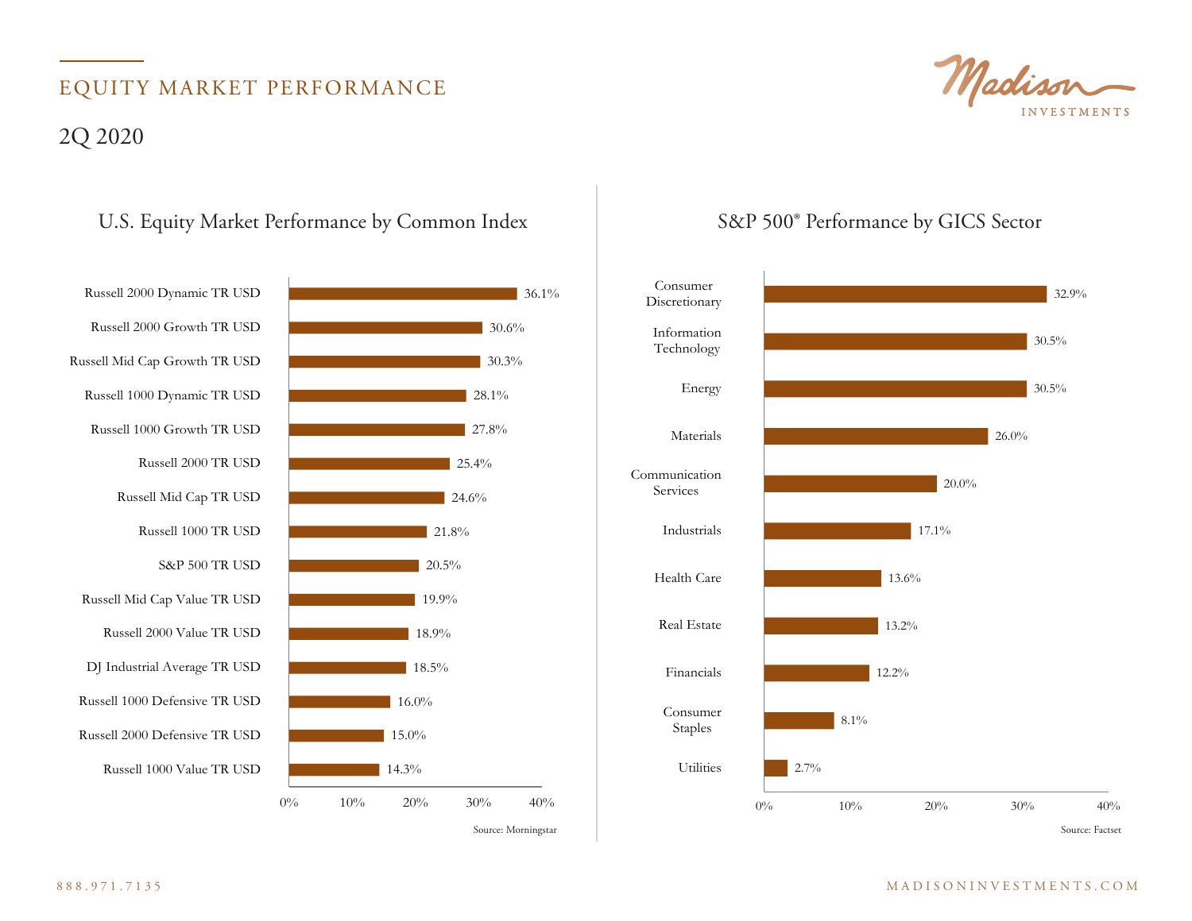Madison INVESTMENTS

# EQUITY MARKET PERFORMANCE

## 2Q 2020

### U.S. Equity Market Performance by Common Index

| Index | Return |
|---|---|
| Russell 2000 Dynamic TR USD | 36.1% |
| Russell 2000 Growth TR USD | 30.6% |
| Russell Mid Cap Growth TR USD | 30.3% |
| Russell 1000 Dynamic TR USD | 28.1% |
| Russell 1000 Growth TR USD | 27.8% |
| Russell 2000 TR USD | 25.4% |
| Russell Mid Cap TR USD | 24.6% |
| Russell 1000 TR USD | 21.8% |
| S&P 500 TR USD | 20.5% |
| Russell Mid Cap Value TR USD | 19.9% |
| Russell 2000 Value TR USD | 18.9% |
| DJ Industrial Average TR USD | 18.5% |
| Russell 1000 Defensive TR USD | 16.0% |
| Russell 2000 Defensive TR USD | 15.0% |
| Russell 1000 Value TR USD | 14.3% |

Source: Morningstar

### S&P 500® Performance by GICS Sector

| Sector | Return |
|---|---|
| Consumer Discretionary | 32.9% |
| Information Technology | 30.5% |
| Energy | 30.5% |
| Materials | 26.0% |
| Communication Services | 20.0% |
| Industrials | 17.1% |
| Health Care | 13.6% |
| Real Estate | 13.2% |
| Financials | 12.2% |
| Consumer Staples | 8.1% |
| Utilities | 2.7% |

Source: Factset

888.971.7135

MADISONINVESTMENTS.COM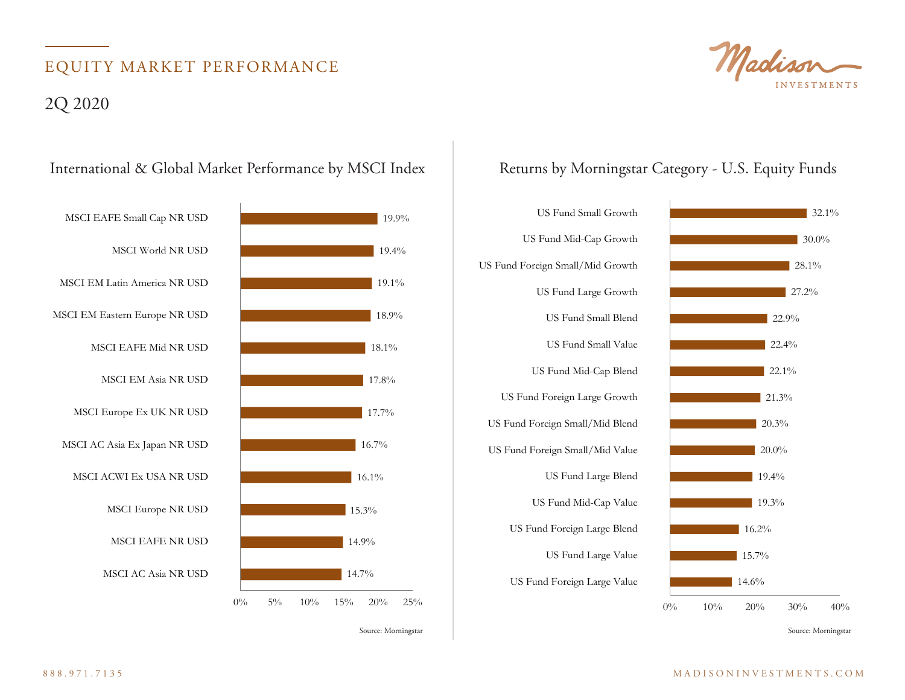# EQUITY MARKET PERFORMANCE

## 2Q 2020

### International & Global Market Performance by MSCI Index

| Index | Return |
|---|---|
| MSCI EAFE Small Cap NR USD | 19.9% |
| MSCI World NR USD | 19.4% |
| MSCI EM Latin America NR USD | 19.1% |
| MSCI EM Eastern Europe NR USD | 18.9% |
| MSCI EAFE Mid NR USD | 18.1% |
| MSCI EM Asia NR USD | 17.8% |
| MSCI Europe Ex UK NR USD | 17.7% |
| MSCI AC Asia Ex Japan NR USD | 16.7% |
| MSCI ACWI Ex USA NR USD | 16.1% |
| MSCI Europe NR USD | 15.3% |
| MSCI EAFE NR USD | 14.9% |
| MSCI AC Asia NR USD | 14.7% |

Source: Morningstar

### Returns by Morningstar Category - U.S. Equity Funds

| Category | Return |
|---|---|
| US Fund Small Growth | 32.1% |
| US Fund Mid-Cap Growth | 30.0% |
| US Fund Foreign Small/Mid Growth | 28.1% |
| US Fund Large Growth | 27.2% |
| US Fund Small Blend | 22.9% |
| US Fund Small Value | 22.4% |
| US Fund Mid-Cap Blend | 22.1% |
| US Fund Foreign Large Growth | 21.3% |
| US Fund Foreign Small/Mid Blend | 20.3% |
| US Fund Foreign Small/Mid Value | 20.0% |
| US Fund Large Blend | 19.4% |
| US Fund Mid-Cap Value | 19.3% |
| US Fund Foreign Large Blend | 16.2% |
| US Fund Large Value | 15.7% |
| US Fund Foreign Large Value | 14.6% |

Source: Morningstar

888.971.7135

MADISONINVESTMENTS.COM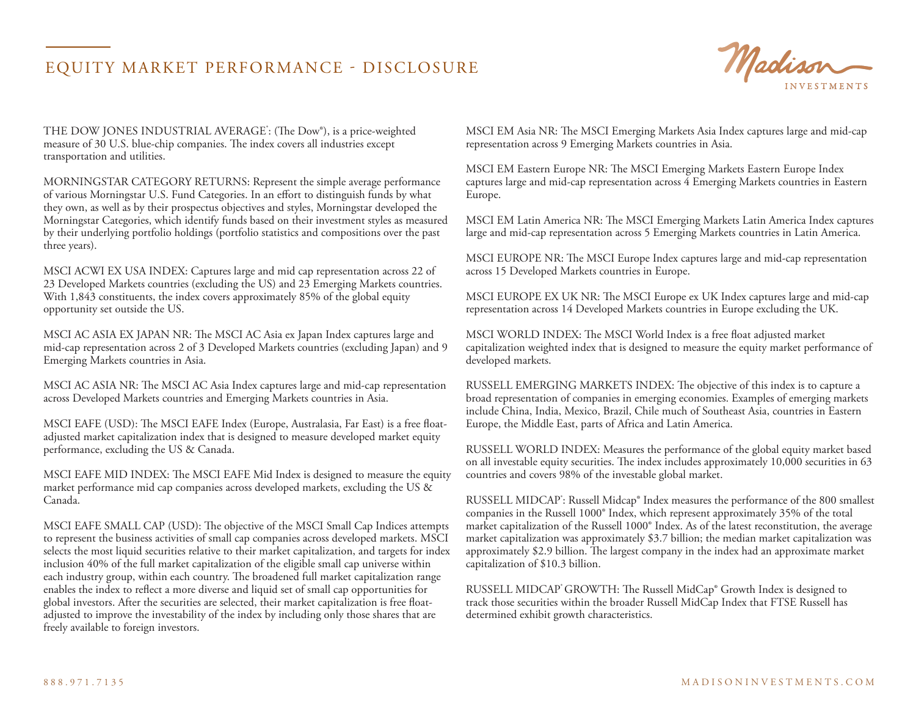# EQUITY MARKET PERFORMANCE - DISCLOSURE

THE DOW JONES INDUSTRIAL AVERAGE®: (The Dow®), is a price-weighted measure of 30 U.S. blue-chip companies. The index covers all industries except transportation and utilities.

MORNINGSTAR CATEGORY RETURNS: Represent the simple average performance of various Morningstar U.S. Fund Categories. In an effort to distinguish funds by what they own, as well as by their prospectus objectives and styles, Morningstar developed the Morningstar Categories, which identify funds based on their investment styles as measured by their underlying portfolio holdings (portfolio statistics and compositions over the past three years).

MSCI ACWI EX USA INDEX: Captures large and mid cap representation across 22 of 23 Developed Markets countries (excluding the US) and 23 Emerging Markets countries. With 1,843 constituents, the index covers approximately 85% of the global equity opportunity set outside the US.

MSCI AC ASIA EX JAPAN NR: The MSCI AC Asia ex Japan Index captures large and mid-cap representation across 2 of 3 Developed Markets countries (excluding Japan) and 9 Emerging Markets countries in Asia.

MSCI AC ASIA NR: The MSCI AC Asia Index captures large and mid-cap representation across Developed Markets countries and Emerging Markets countries in Asia.

MSCI EAFE (USD): The MSCI EAFE Index (Europe, Australasia, Far East) is a free float-adjusted market capitalization index that is designed to measure developed market equity performance, excluding the US & Canada.

MSCI EAFE MID INDEX: The MSCI EAFE Mid Index is designed to measure the equity market performance mid cap companies across developed markets, excluding the US & Canada.

MSCI EAFE SMALL CAP (USD): The objective of the MSCI Small Cap Indices attempts to represent the business activities of small cap companies across developed markets. MSCI selects the most liquid securities relative to their market capitalization, and targets for index inclusion 40% of the full market capitalization of the eligible small cap universe within each industry group, within each country. The broadened full market capitalization range enables the index to reflect a more diverse and liquid set of small cap opportunities for global investors. After the securities are selected, their market capitalization is free float-adjusted to improve the investability of the index by including only those shares that are freely available to foreign investors.

MSCI EM Asia NR: The MSCI Emerging Markets Asia Index captures large and mid-cap representation across 9 Emerging Markets countries in Asia.

MSCI EM Eastern Europe NR: The MSCI Emerging Markets Eastern Europe Index captures large and mid-cap representation across 4 Emerging Markets countries in Eastern Europe.

MSCI EM Latin America NR: The MSCI Emerging Markets Latin America Index captures large and mid-cap representation across 5 Emerging Markets countries in Latin America.

MSCI EUROPE NR: The MSCI Europe Index captures large and mid-cap representation across 15 Developed Markets countries in Europe.

MSCI EUROPE EX UK NR: The MSCI Europe ex UK Index captures large and mid-cap representation across 14 Developed Markets countries in Europe excluding the UK.

MSCI WORLD INDEX: The MSCI World Index is a free float adjusted market capitalization weighted index that is designed to measure the equity market performance of developed markets.

RUSSELL EMERGING MARKETS INDEX: The objective of this index is to capture a broad representation of companies in emerging economies. Examples of emerging markets include China, India, Mexico, Brazil, Chile much of Southeast Asia, countries in Eastern Europe, the Middle East, parts of Africa and Latin America.

RUSSELL WORLD INDEX: Measures the performance of the global equity market based on all investable equity securities. The index includes approximately 10,000 securities in 63 countries and covers 98% of the investable global market.

RUSSELL MIDCAP®: Russell Midcap® Index measures the performance of the 800 smallest companies in the Russell 1000® Index, which represent approximately 35% of the total market capitalization of the Russell 1000® Index. As of the latest reconstitution, the average market capitalization was approximately $3.7 billion; the median market capitalization was approximately $2.9 billion. The largest company in the index had an approximate market capitalization of $10.3 billion.

RUSSELL MIDCAP® GROWTH: The Russell MidCap® Growth Index is designed to track those securities within the broader Russell MidCap Index that FTSE Russell has determined exhibit growth characteristics.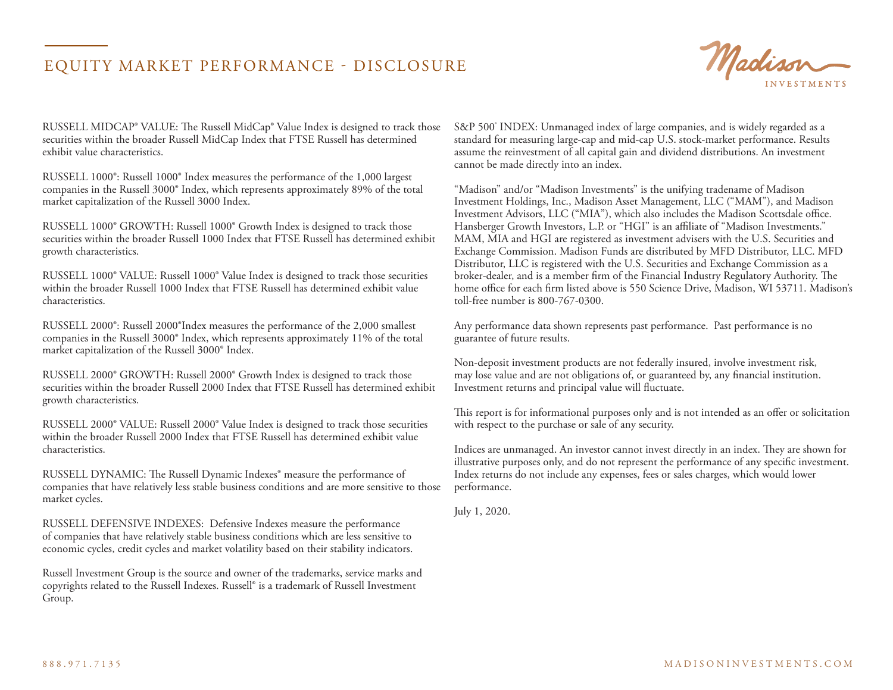# EQUITY MARKET PERFORMANCE - DISCLOSURE

RUSSELL MIDCAP® VALUE: The Russell MidCap® Value Index is designed to track those securities within the broader Russell MidCap Index that FTSE Russell has determined exhibit value characteristics.

RUSSELL 1000®: Russell 1000® Index measures the performance of the 1,000 largest companies in the Russell 3000® Index, which represents approximately 89% of the total market capitalization of the Russell 3000 Index.

RUSSELL 1000® GROWTH: Russell 1000® Growth Index is designed to track those securities within the broader Russell 1000 Index that FTSE Russell has determined exhibit growth characteristics.

RUSSELL 1000® VALUE: Russell 1000® Value Index is designed to track those securities within the broader Russell 1000 Index that FTSE Russell has determined exhibit value characteristics.

RUSSELL 2000®: Russell 2000®Index measures the performance of the 2,000 smallest companies in the Russell 3000® Index, which represents approximately 11% of the total market capitalization of the Russell 3000® Index.

RUSSELL 2000® GROWTH: Russell 2000® Growth Index is designed to track those securities within the broader Russell 2000 Index that FTSE Russell has determined exhibit growth characteristics.

RUSSELL 2000® VALUE: Russell 2000® Value Index is designed to track those securities within the broader Russell 2000 Index that FTSE Russell has determined exhibit value characteristics.

RUSSELL DYNAMIC: The Russell Dynamic Indexes® measure the performance of companies that have relatively less stable business conditions and are more sensitive to those market cycles.

RUSSELL DEFENSIVE INDEXES: Defensive Indexes measure the performance of companies that have relatively stable business conditions which are less sensitive to economic cycles, credit cycles and market volatility based on their stability indicators.

Russell Investment Group is the source and owner of the trademarks, service marks and copyrights related to the Russell Indexes. Russell® is a trademark of Russell Investment Group.

S&P 500® INDEX: Unmanaged index of large companies, and is widely regarded as a standard for measuring large-cap and mid-cap U.S. stock-market performance. Results assume the reinvestment of all capital gain and dividend distributions. An investment cannot be made directly into an index.

"Madison" and/or "Madison Investments" is the unifying tradename of Madison Investment Holdings, Inc., Madison Asset Management, LLC ("MAM"), and Madison Investment Advisors, LLC ("MIA"), which also includes the Madison Scottsdale office. Hansberger Growth Investors, L.P. or "HGI" is an affiliate of "Madison Investments." MAM, MIA and HGI are registered as investment advisers with the U.S. Securities and Exchange Commission. Madison Funds are distributed by MFD Distributor, LLC. MFD Distributor, LLC is registered with the U.S. Securities and Exchange Commission as a broker-dealer, and is a member firm of the Financial Industry Regulatory Authority. The home office for each firm listed above is 550 Science Drive, Madison, WI 53711. Madison's toll-free number is 800-767-0300.

Any performance data shown represents past performance. Past performance is no guarantee of future results.

Non-deposit investment products are not federally insured, involve investment risk, may lose value and are not obligations of, or guaranteed by, any financial institution. Investment returns and principal value will fluctuate.

This report is for informational purposes only and is not intended as an offer or solicitation with respect to the purchase or sale of any security.

Indices are unmanaged. An investor cannot invest directly in an index. They are shown for illustrative purposes only, and do not represent the performance of any specific investment. Index returns do not include any expenses, fees or sales charges, which would lower performance.

July 1, 2020.